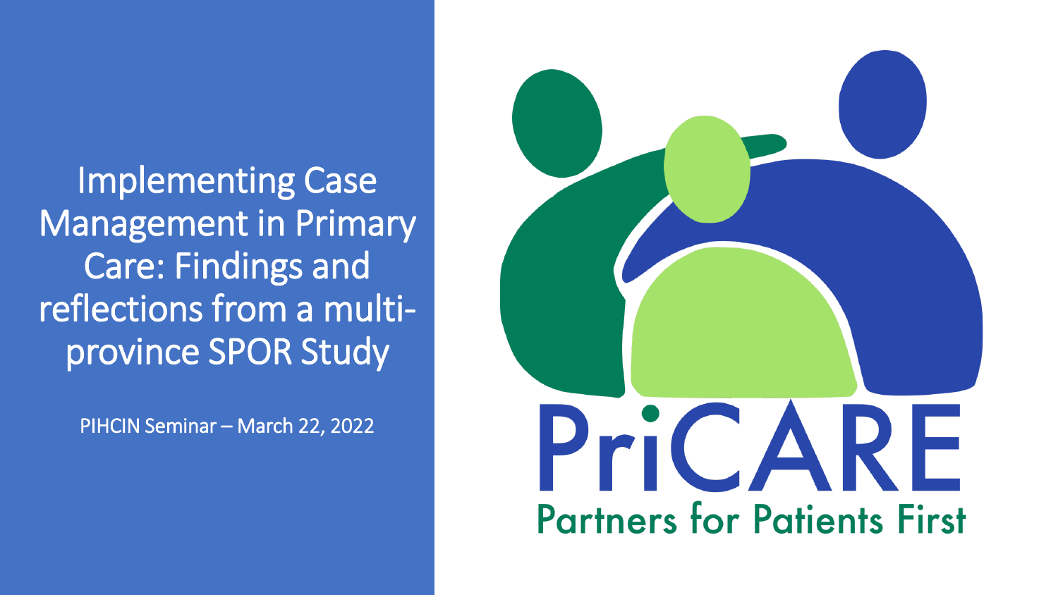# Implementing Case Management in Primary Care: Findings and reflections from a multi-province SPOR Study

PIHCIN Seminar – March 22, 2022

PriCARE

Partners for Patients First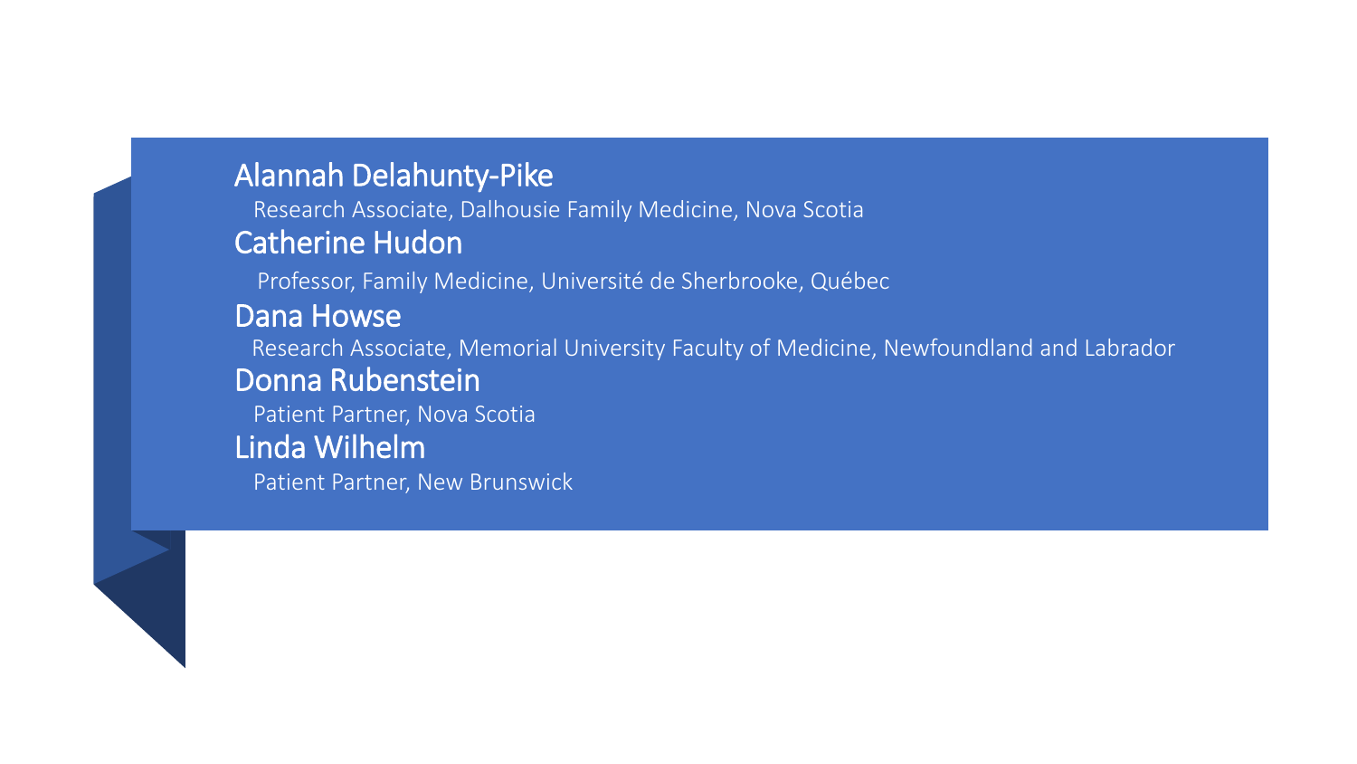**Alannah Delahunty-Pike**

Research Associate, Dalhousie Family Medicine, Nova Scotia

**Catherine Hudon**

Professor, Family Medicine, Université de Sherbrooke, Québec

**Dana Howse**

Research Associate, Memorial University Faculty of Medicine, Newfoundland and Labrador

**Donna Rubenstein**

Patient Partner, Nova Scotia

**Linda Wilhelm**

Patient Partner, New Brunswick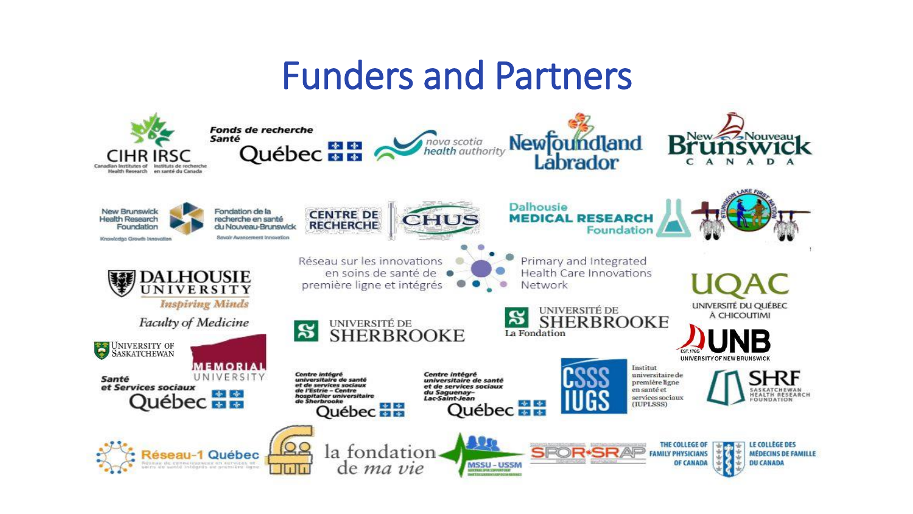# Funders and Partners

CIHR IRSC
Canadian Institutes of Health Research · Instituts de recherche en santé du Canada

Fonds de recherche Santé Québec

nova scotia health authority

Newfoundland Labrador

New Brunswick Nouveau Brunswick CANADA

New Brunswick Health Research Foundation · Knowledge Growth Innovation
Fondation de la recherche en santé du Nouveau-Brunswick · Savoir Avancement Innovation

CENTRE DE RECHERCHE CHUS

Dalhousie MEDICAL RESEARCH Foundation

Sturgeon Lake First Nation

Réseau sur les innovations en soins de santé de première ligne et intégrés
Primary and Integrated Health Care Innovations Network

DALHOUSIE UNIVERSITY Inspiring Minds
Faculty of Medicine

UNIVERSITÉ DE SHERBROOKE

UNIVERSITÉ DE SHERBROOKE La Fondation

UQAC UNIVERSITÉ DU QUÉBEC À CHICOUTIMI

UNIVERSITY OF SASKATCHEWAN

MEMORIAL UNIVERSITY

UNB UNIVERSITY OF NEW BRUNSWICK EST. 1785

Santé et Services sociaux Québec

Centre intégré universitaire de santé et de services sociaux de l'Estrie – Centre hospitalier universitaire de Sherbrooke Québec

Centre intégré universitaire de santé et de services sociaux du Saguenay–Lac-Saint-Jean Québec

CSSS IUGS

Institut universitaire de première ligne en santé et services sociaux (IUPLSSS)

SHRF SASKATCHEWAN HEALTH RESEARCH FOUNDATION

Réseau-1 Québec

la fondation de *ma vie*

MSSU - USSM

SPOR·SRAP

THE COLLEGE OF FAMILY PHYSICIANS OF CANADA · LE COLLÈGE DES MÉDECINS DE FAMILLE DU CANADA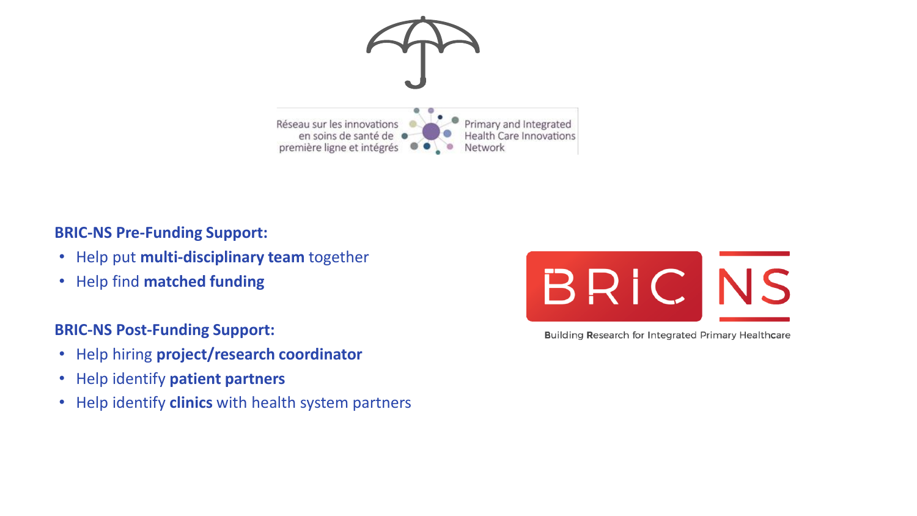Réseau sur les innovations en soins de santé de première ligne et intégrés

Primary and Integrated Health Care Innovations Network

**BRIC-NS Pre-Funding Support:**

- Help put **multi-disciplinary team** together
- Help find **matched funding**

**BRIC-NS Post-Funding Support:**

- Help hiring **project/research coordinator**
- Help identify **patient partners**
- Help identify **clinics** with health system partners

BRIC NS

Building Research for Integrated Primary Healthcare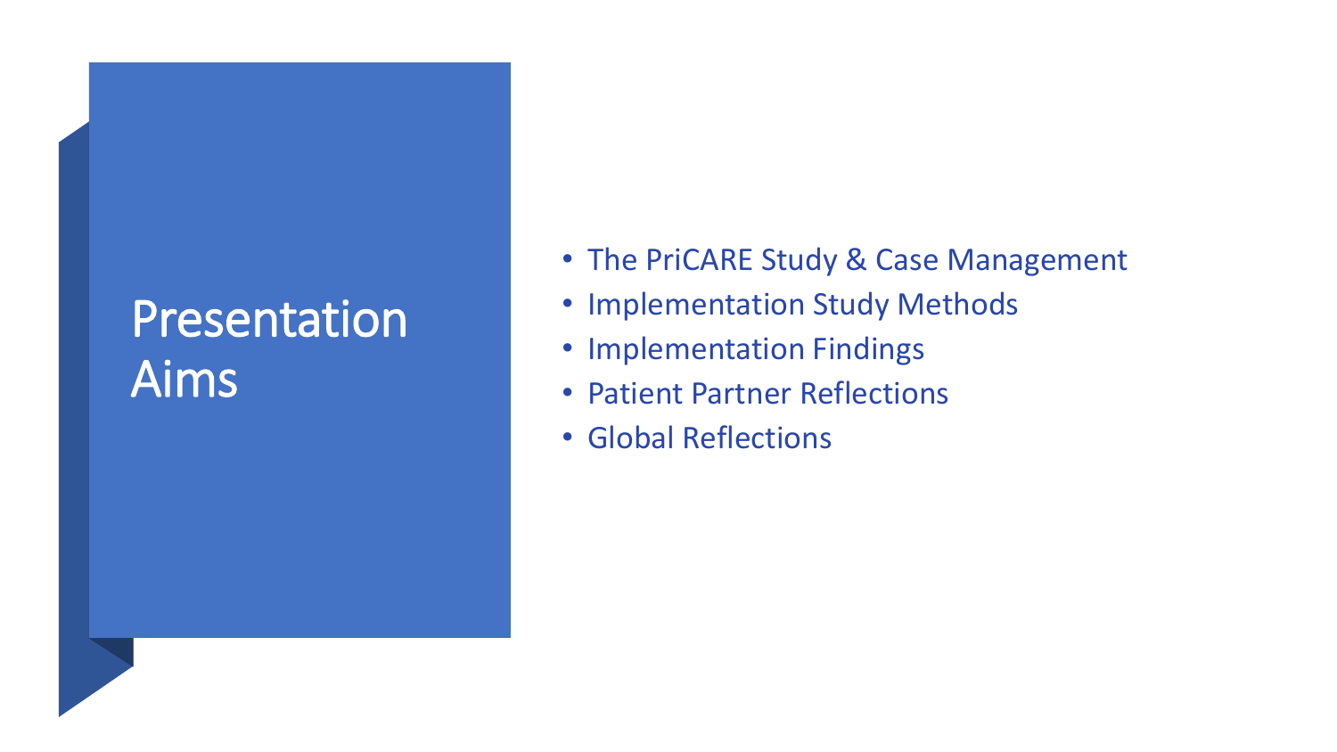# Presentation Aims

- The PriCARE Study & Case Management
- Implementation Study Methods
- Implementation Findings
- Patient Partner Reflections
- Global Reflections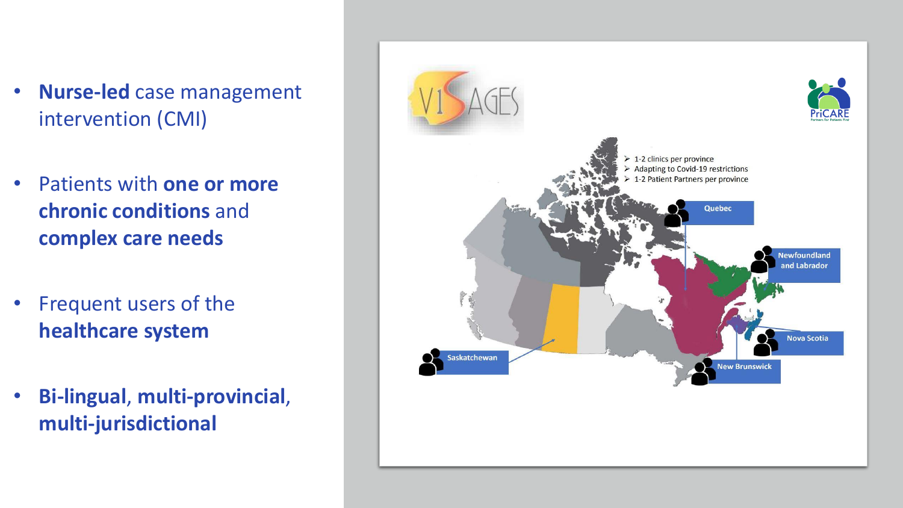- **Nurse-led** case management intervention (CMI)
- Patients with **one or more chronic conditions** and **complex care needs**
- Frequent users of the **healthcare system**
- **Bi-lingual**, **multi-provincial**, **multi-jurisdictional**

V1SAGES

PriCARE

- 1-2 clinics per province
- Adapting to Covid-19 restrictions
- 1-2 Patient Partners per province

Quebec

Newfoundland and Labrador

Nova Scotia

New Brunswick

Saskatchewan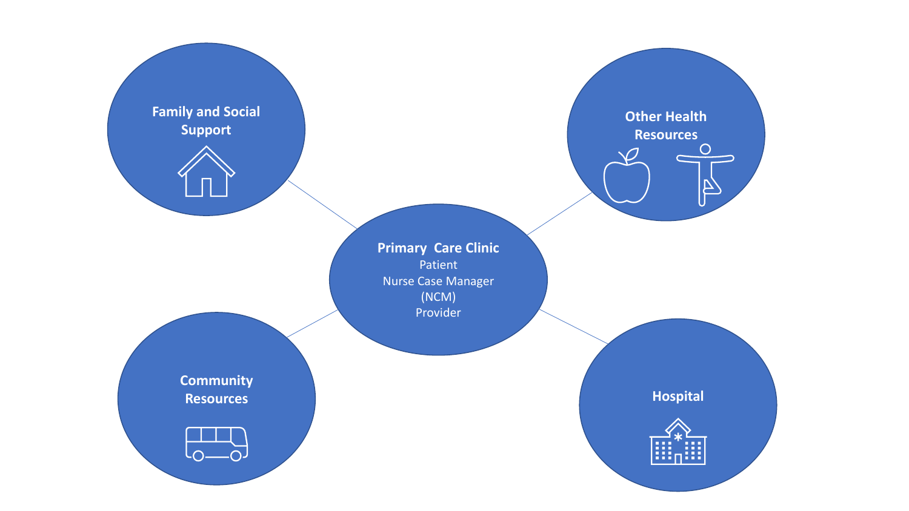**Family and Social Support**

**Other Health Resources**

**Primary Care Clinic**
Patient
Nurse Case Manager (NCM)
Provider

**Community Resources**

**Hospital**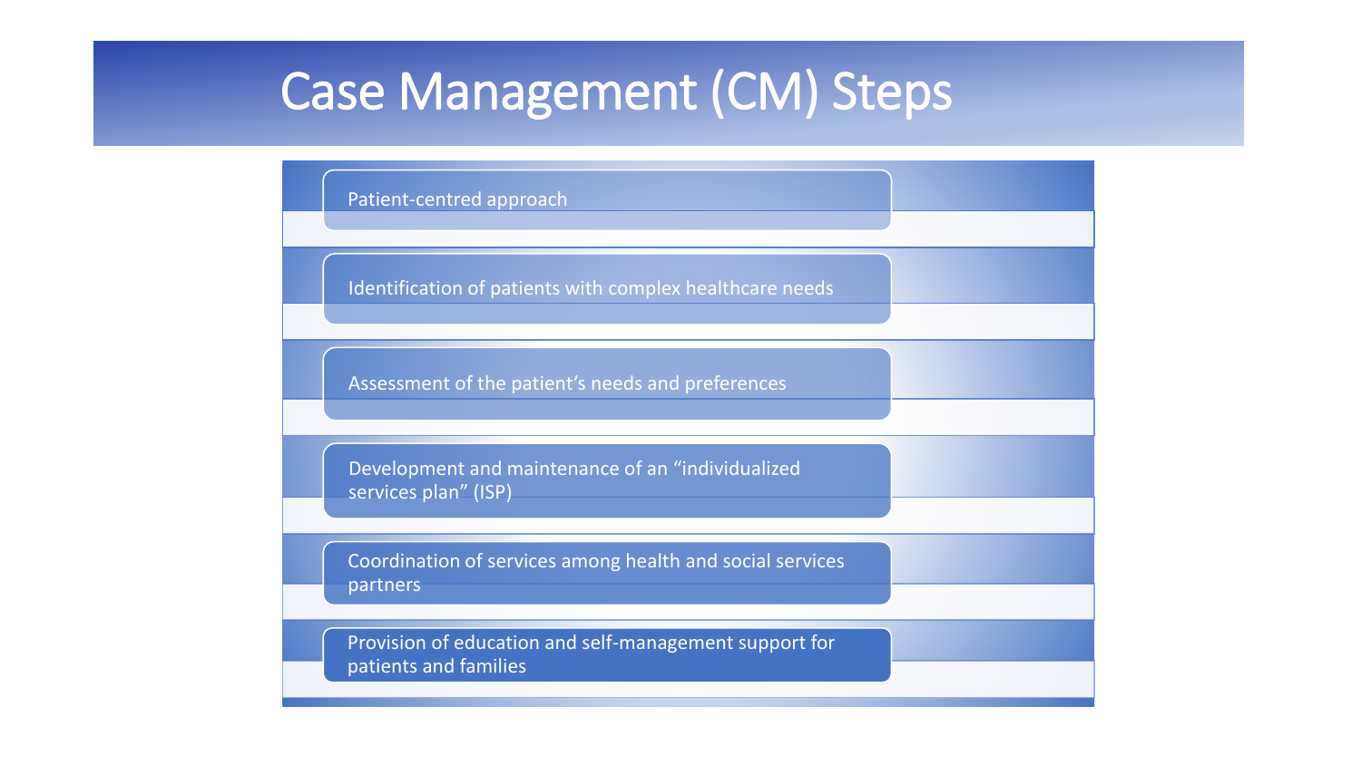# Case Management (CM) Steps

- Patient-centred approach
- Identification of patients with complex healthcare needs
- Assessment of the patient's needs and preferences
- Development and maintenance of an "individualized services plan" (ISP)
- Coordination of services among health and social services partners
- Provision of education and self-management support for patients and families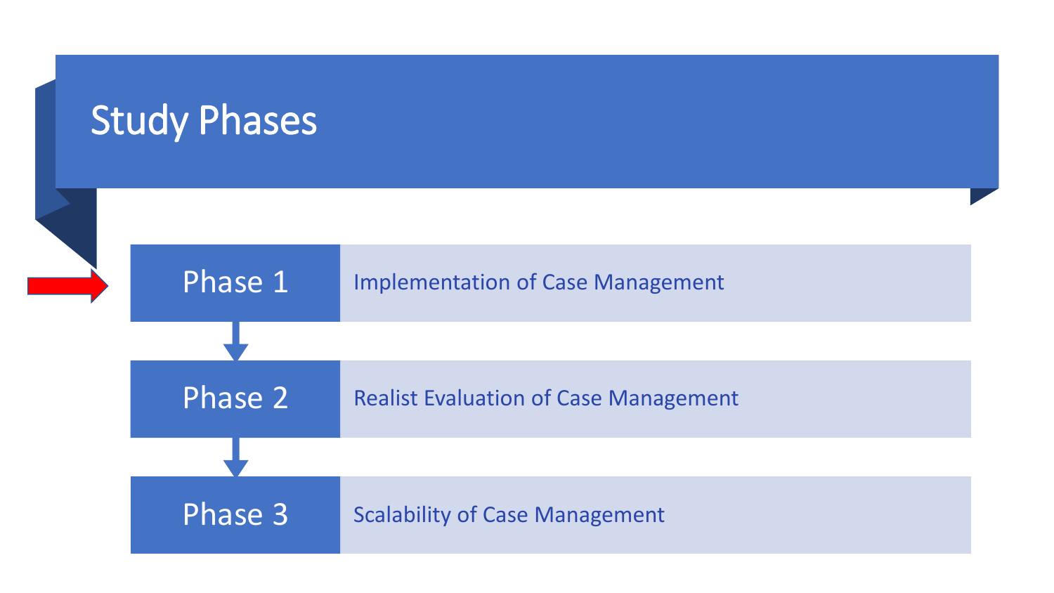# Study Phases

| Phase | Description |
| --- | --- |
| Phase 1 | Implementation of Case Management |
| Phase 2 | Realist Evaluation of Case Management |
| Phase 3 | Scalability of Case Management |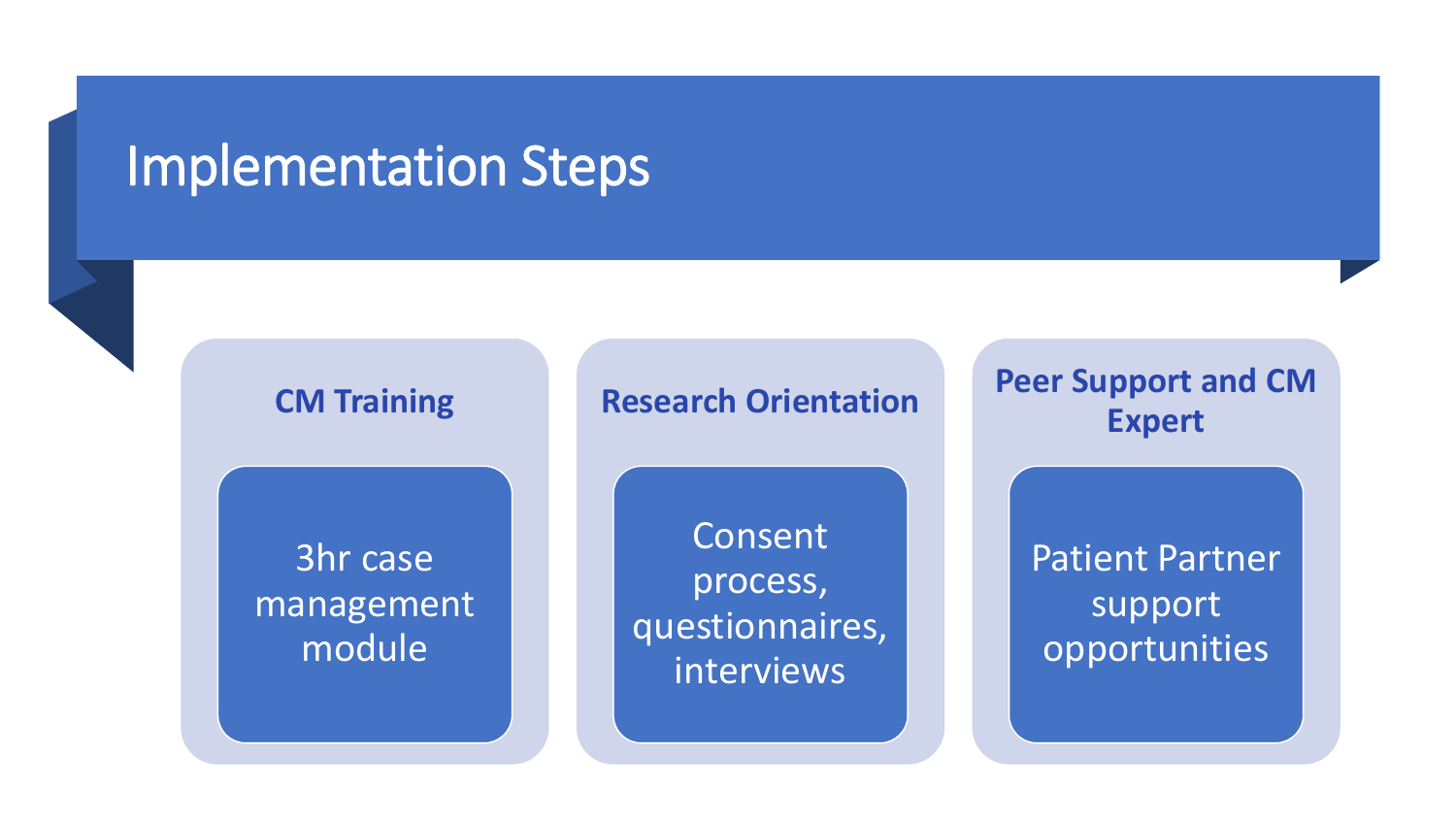# Implementation Steps

### CM Training

3hr case management module

### Research Orientation

Consent process, questionnaires, interviews

### Peer Support and CM Expert

Patient Partner support opportunities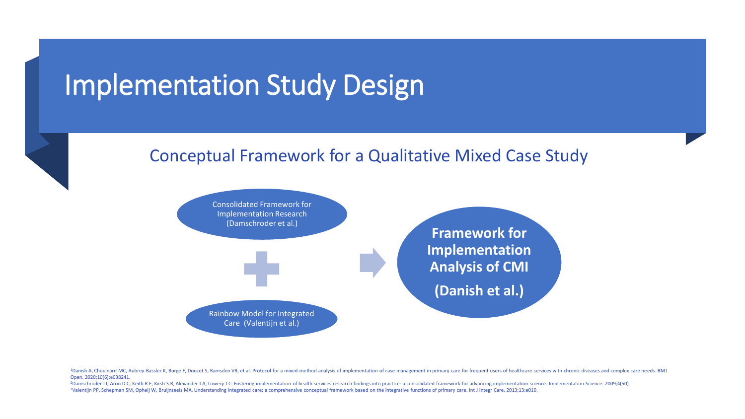# Implementation Study Design

## Conceptual Framework for a Qualitative Mixed Case Study

Consolidated Framework for Implementation Research (Damschroder et al.)

+

Rainbow Model for Integrated Care (Valentijn et al.)

→

**Framework for Implementation Analysis of CMI**

**(Danish et al.)**

[1]Danish A, Chouinard MC, Aubrey-Bassler K, Burge F, Doucet S, Ramsden VR, et al. Protocol for a mixed-method analysis of implementation of case management in primary care for frequent users of healthcare services with chronic diseases and complex care needs. BMJ Open. 2020;10(6):e038241.

[2]Damschroder LJ, Aron D C, Keith R E, Kirsh S R, Alexander J A, Lowery J C. Fostering implementation of health services research findings into practice: a consolidated framework for advancing implementation science. Implementation Science. 2009;4(50)

[3]Valentijn PP, Schepman SM, Opheij W, Bruijnzeels MA. Understanding integrated care: a comprehensive conceptual framework based on the integrative functions of primary care. Int J Integr Care. 2013;13:e010.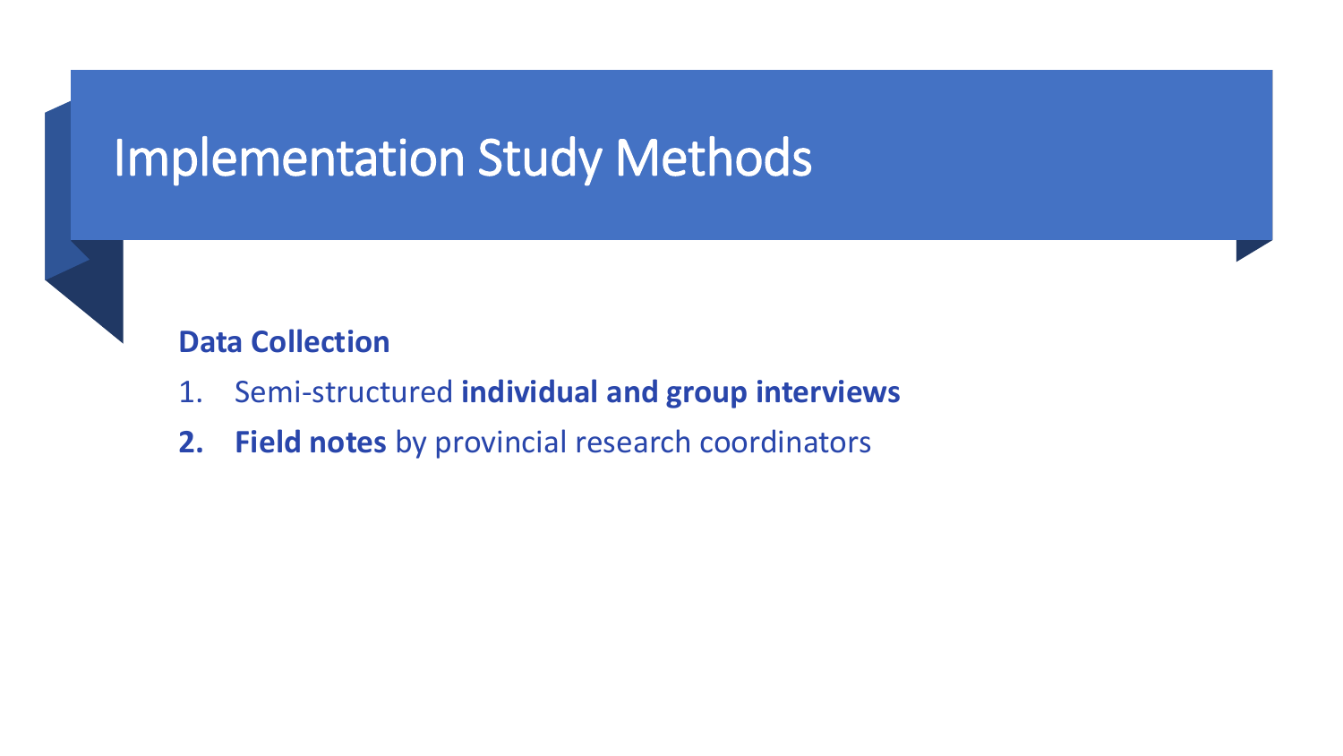# Implementation Study Methods

**Data Collection**

1. Semi-structured **individual and group interviews**
2. **Field notes** by provincial research coordinators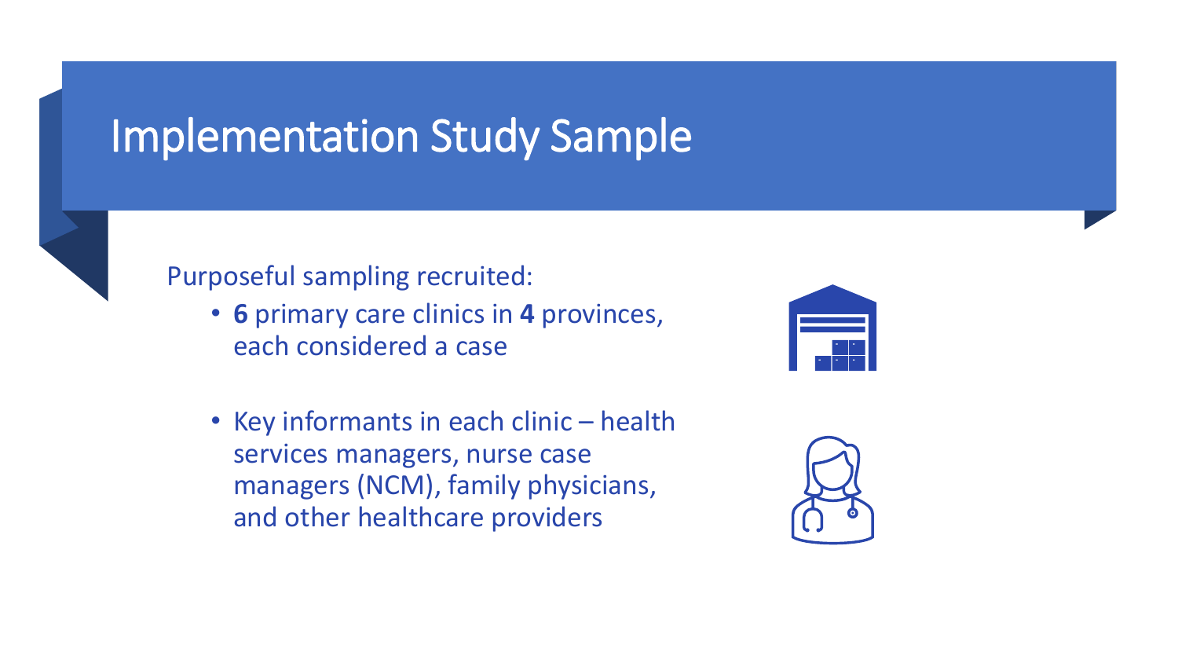# Implementation Study Sample

Purposeful sampling recruited:

- **6** primary care clinics in **4** provinces, each considered a case
- Key informants in each clinic – health services managers, nurse case managers (NCM), family physicians, and other healthcare providers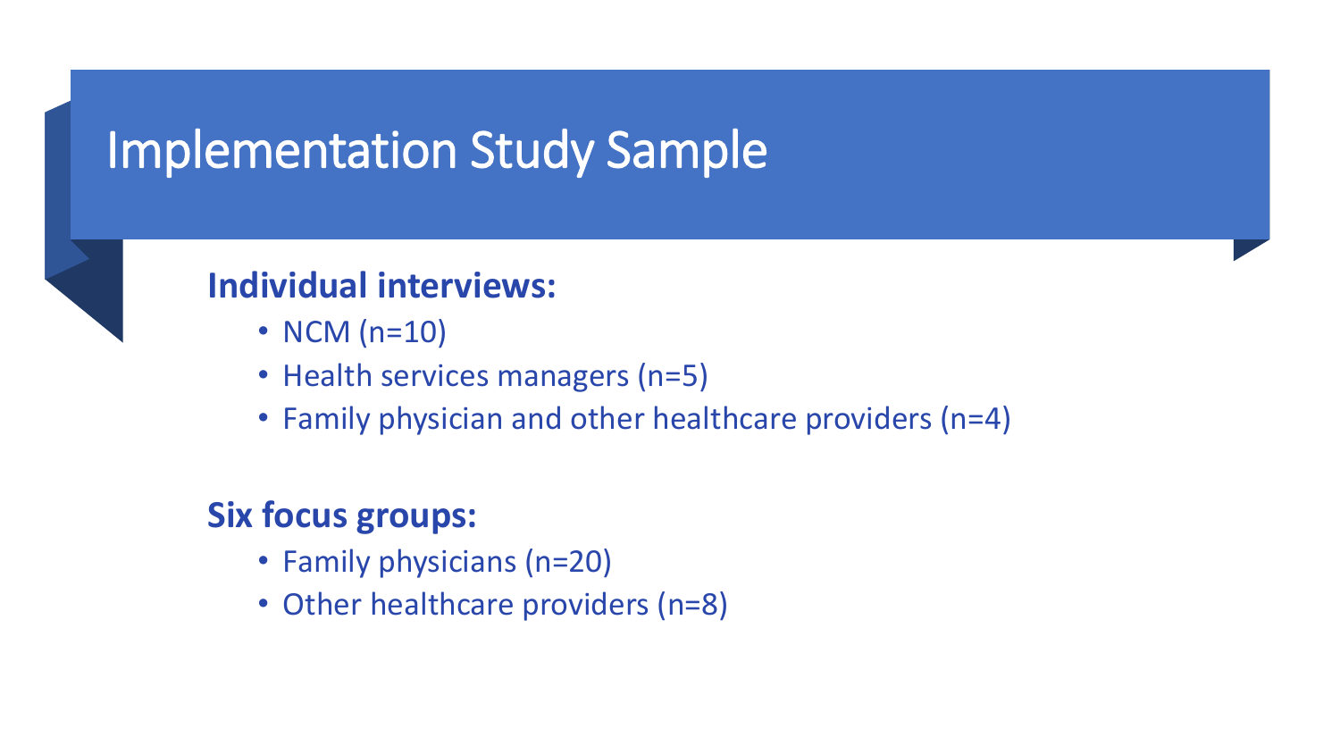# Implementation Study Sample

**Individual interviews:**

- NCM (n=10)
- Health services managers (n=5)
- Family physician and other healthcare providers (n=4)

**Six focus groups:**

- Family physicians (n=20)
- Other healthcare providers (n=8)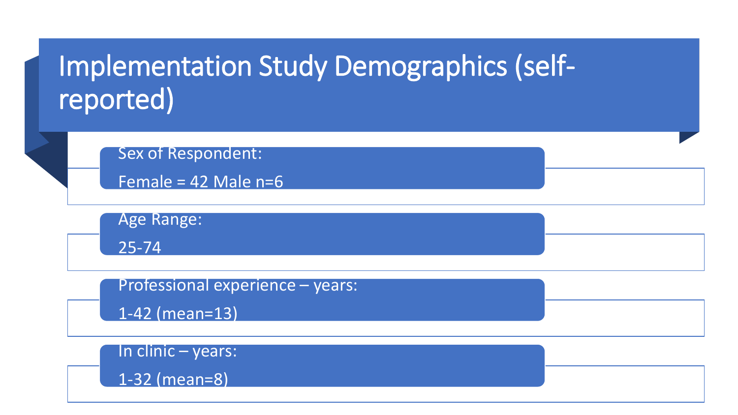# Implementation Study Demographics (self-reported)

- Sex of Respondent:

  Female = 42 Male n=6

- Age Range:

  25-74

- Professional experience – years:

  1-42 (mean=13)

- In clinic – years:

  1-32 (mean=8)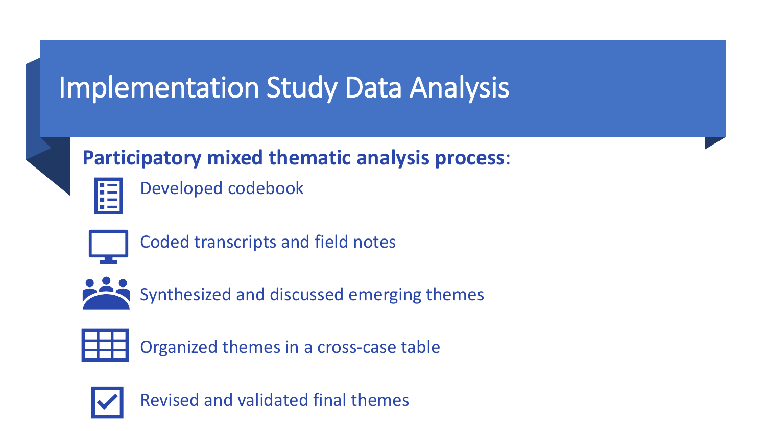# Implementation Study Data Analysis

**Participatory mixed thematic analysis process**:

- Developed codebook
- Coded transcripts and field notes
- Synthesized and discussed emerging themes
- Organized themes in a cross-case table
- Revised and validated final themes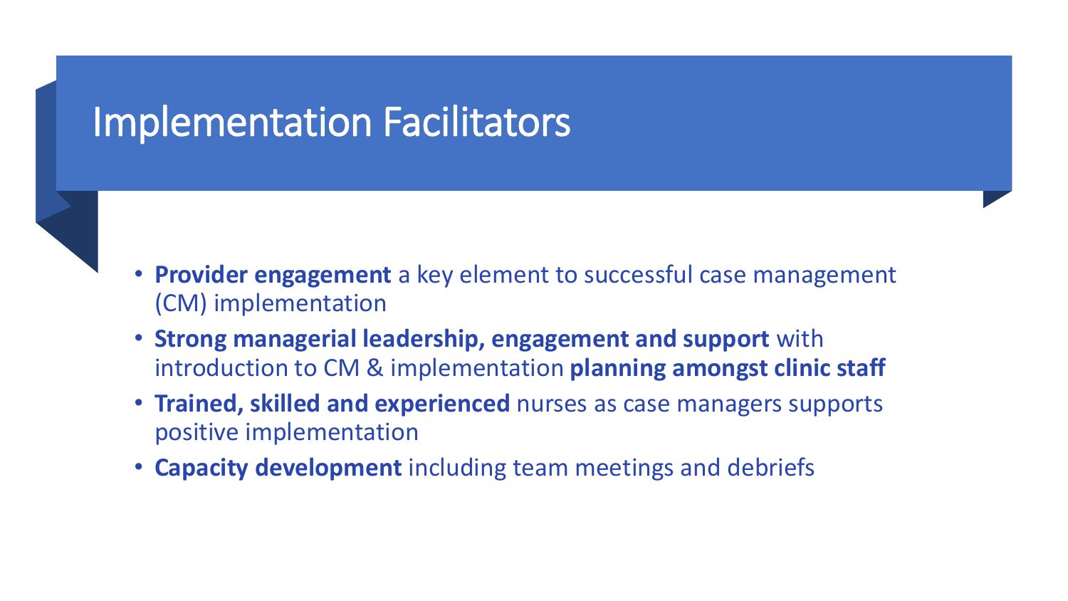# Implementation Facilitators

- **Provider engagement** a key element to successful case management (CM) implementation
- **Strong managerial leadership, engagement and support** with introduction to CM & implementation **planning amongst clinic staff**
- **Trained, skilled and experienced** nurses as case managers supports positive implementation
- **Capacity development** including team meetings and debriefs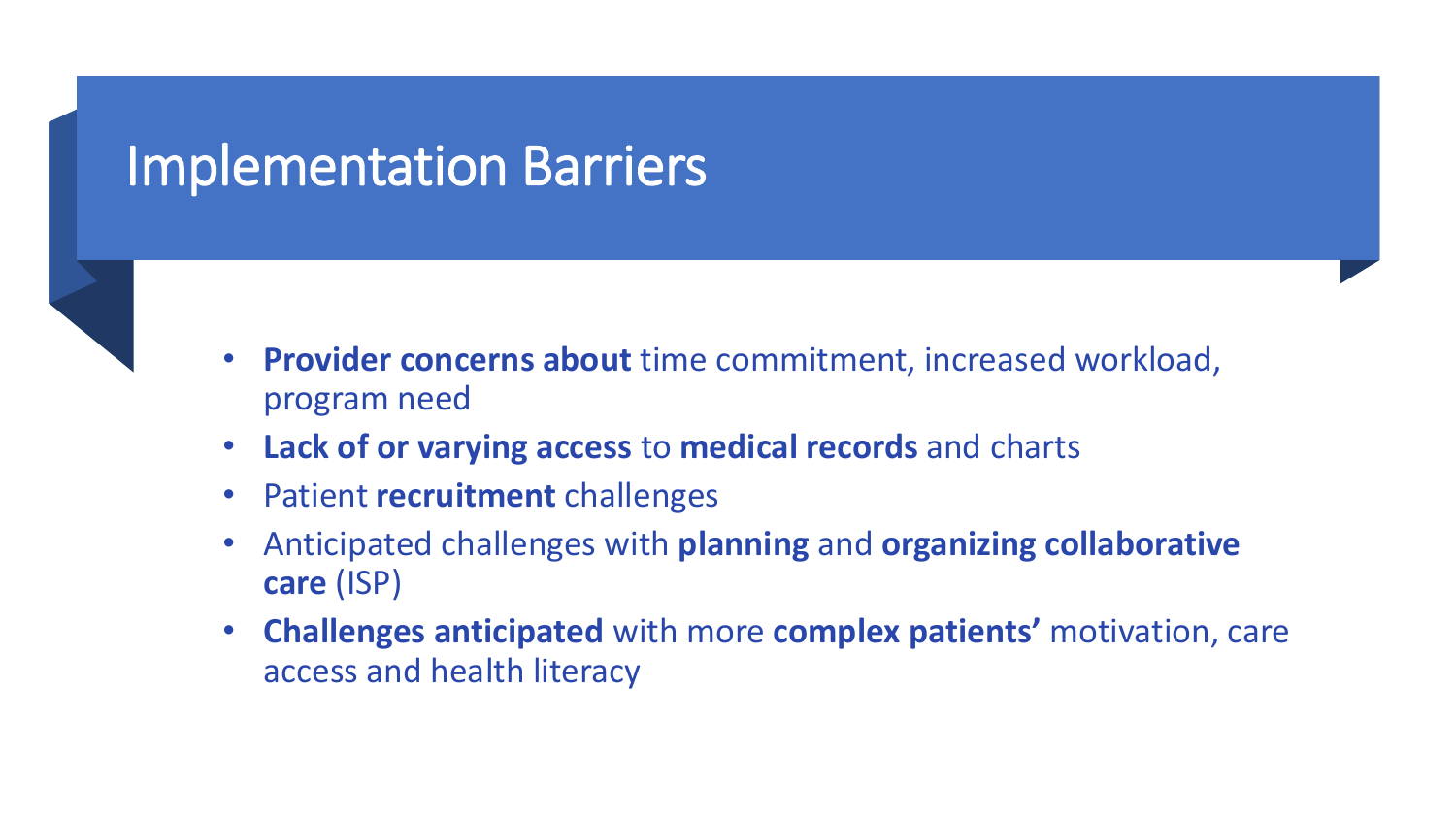# Implementation Barriers

- **Provider concerns about** time commitment, increased workload, program need
- **Lack of or varying access** to **medical records** and charts
- Patient **recruitment** challenges
- Anticipated challenges with **planning** and **organizing collaborative care** (ISP)
- **Challenges anticipated** with more **complex patients'** motivation, care access and health literacy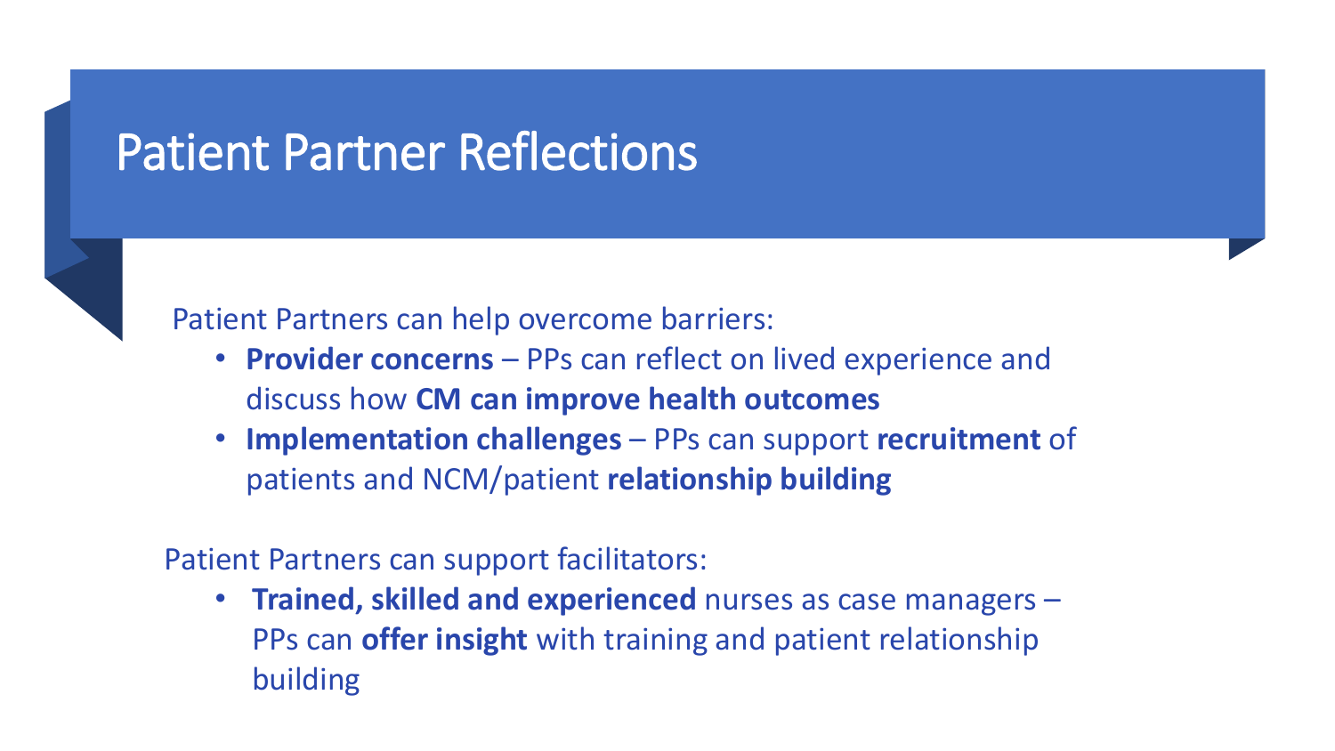# Patient Partner Reflections

Patient Partners can help overcome barriers:

- **Provider concerns** – PPs can reflect on lived experience and discuss how **CM can improve health outcomes**
- **Implementation challenges** – PPs can support **recruitment** of patients and NCM/patient **relationship building**

Patient Partners can support facilitators:

- **Trained, skilled and experienced** nurses as case managers – PPs can **offer insight** with training and patient relationship building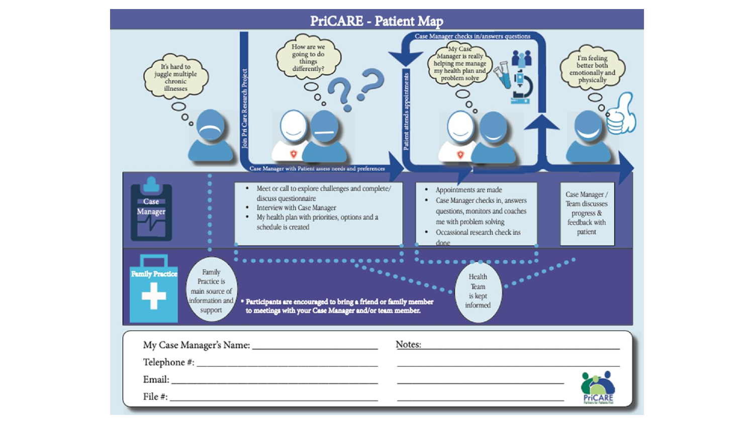# PriCARE - Patient Map

It's hard to juggle multiple chronic illnesses

Join Pri Care Research Project

How are we going to do things differently?

Case Manager with Patient assess needs and preferences

Case Manager checks in/answers questions

Patient attends appointments

My Case Manager is really helping me manage my health plan and problem solve

I'm feeling better both emotionally and physically

**Case Manager**

- Meet or call to explore challenges and complete/ discuss questionnaire
- Interview with Case Manager
- My health plan with priorities, options and a schedule is created

- Appointments are made
- Case Manager checks in, answers questions, monitors and coaches me with problem solving
- Occassional research check ins done

Case Manager / Team discusses progress & feedback with patient

**Family Practice**

Family Practice is main source of information and support

**\* Participants are encouraged to bring a friend or family member to meetings with your Case Manager and/or team member.**

Health Team is kept informed

My Case Manager's Name: ____________________

Telephone #: ____________________

Email: ____________________

File #: ____________________

Notes: ____________________

PriCARE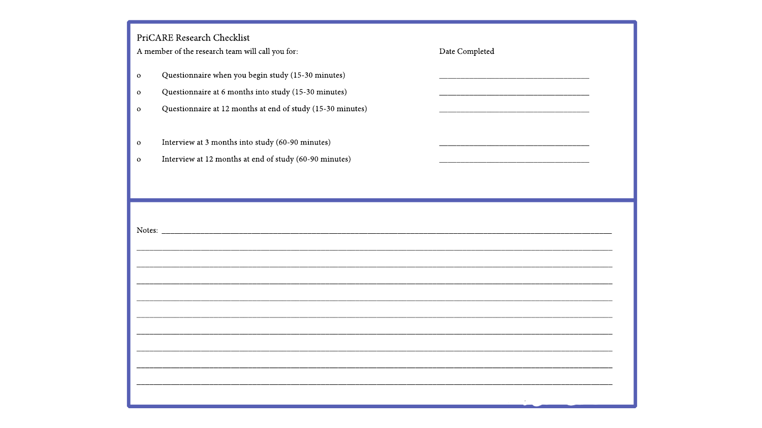PriCARE Research Checklist

A member of the research team will call you for:

| | Date Completed |
|---|---|
| o Questionnaire when you begin study (15-30 minutes) | ______________________ |
| o Questionnaire at 6 months into study (15-30 minutes) | ______________________ |
| o Questionnaire at 12 months at end of study (15-30 minutes) | ______________________ |
| o Interview at 3 months into study (60-90 minutes) | ______________________ |
| o Interview at 12 months at end of study (60-90 minutes) | ______________________ |

Notes: ____________________________________________________________________________

______________________________________________________________________________

______________________________________________________________________________

______________________________________________________________________________

______________________________________________________________________________

______________________________________________________________________________

______________________________________________________________________________

______________________________________________________________________________

______________________________________________________________________________

______________________________________________________________________________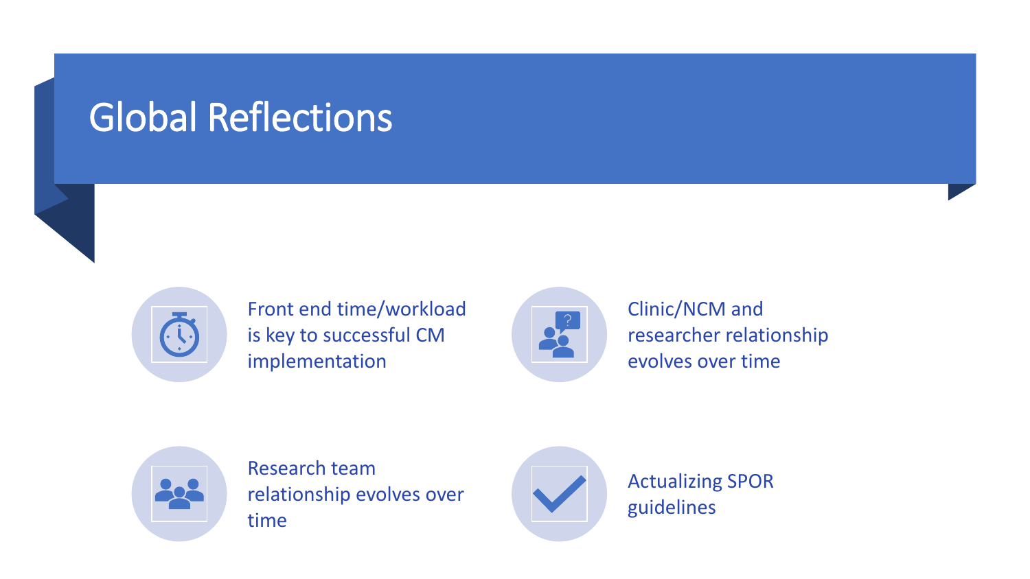# Global Reflections

- Front end time/workload is key to successful CM implementation
- Clinic/NCM and researcher relationship evolves over time
- Research team relationship evolves over time
- Actualizing SPOR guidelines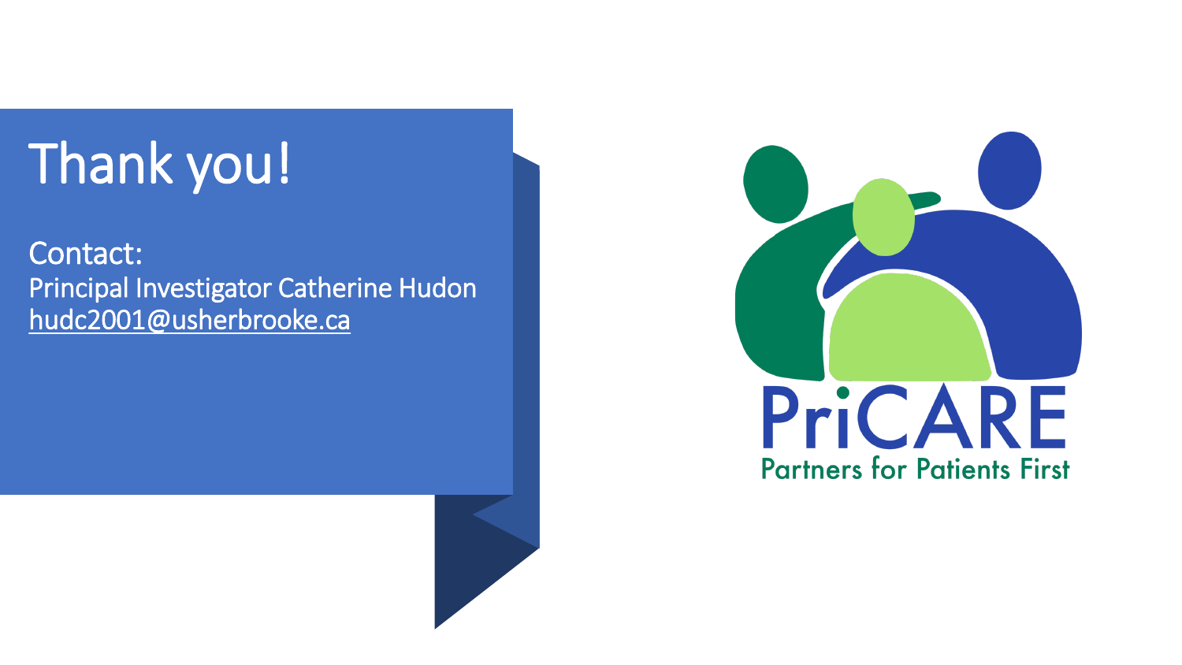# Thank you!

Contact:
Principal Investigator Catherine Hudon
hudc2001@usherbrooke.ca

PriCARE
Partners for Patients First